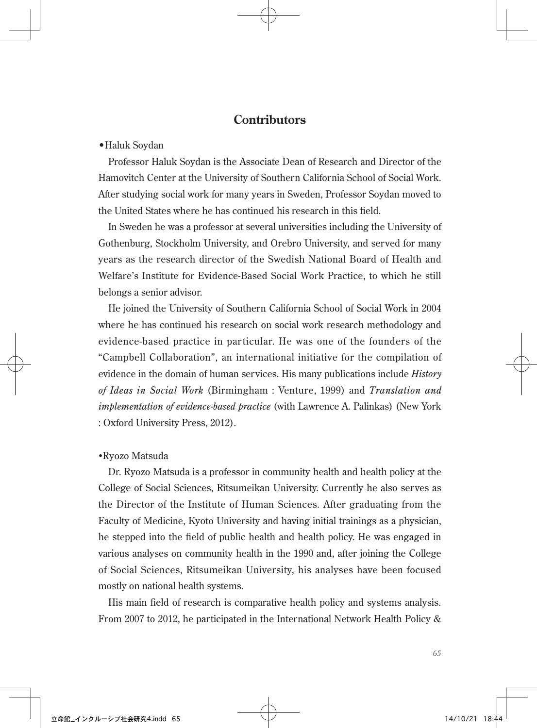## Contributors

•Haluk Soydan

Professor Haluk Soydan is the Associate Dean of Research and Director of the Hamovitch Center at the University of Southern California School of Social Work. After studying social work for many years in Sweden, Professor Soydan moved to the United States where he has continued his research in this field.

In Sweden he was a professor at several universities including the University of Gothenburg, Stockholm University, and Orebro University, and served for many years as the research director of the Swedish National Board of Health and Welfare's Institute for Evidence-Based Social Work Practice, to which he still belongs a senior advisor.

He joined the University of Southern California School of Social Work in 2004 where he has continued his research on social work research methodology and evidence-based practice in particular. He was one of the founders of the "Campbell Collaboration", an international initiative for the compilation of evidence in the domain of human services. His many publications include *History of Ideas in Social Work* (Birmingham : Venture, 1999) and *Translation and implementation of evidence-based practice* (with Lawrence A. Palinkas) (New York : Oxford University Press, 2012).

•Ryozo Matsuda

Dr. Ryozo Matsuda is a professor in community health and health policy at the College of Social Sciences, Ritsumeikan University. Currently he also serves as the Director of the Institute of Human Sciences. After graduating from the Faculty of Medicine, Kyoto University and having initial trainings as a physician, he stepped into the field of public health and health policy. He was engaged in various analyses on community health in the 1990 and, after joining the College of Social Sciences, Ritsumeikan University, his analyses have been focused mostly on national health systems.

His main field of research is comparative health policy and systems analysis. From 2007 to 2012, he participated in the International Network Health Policy &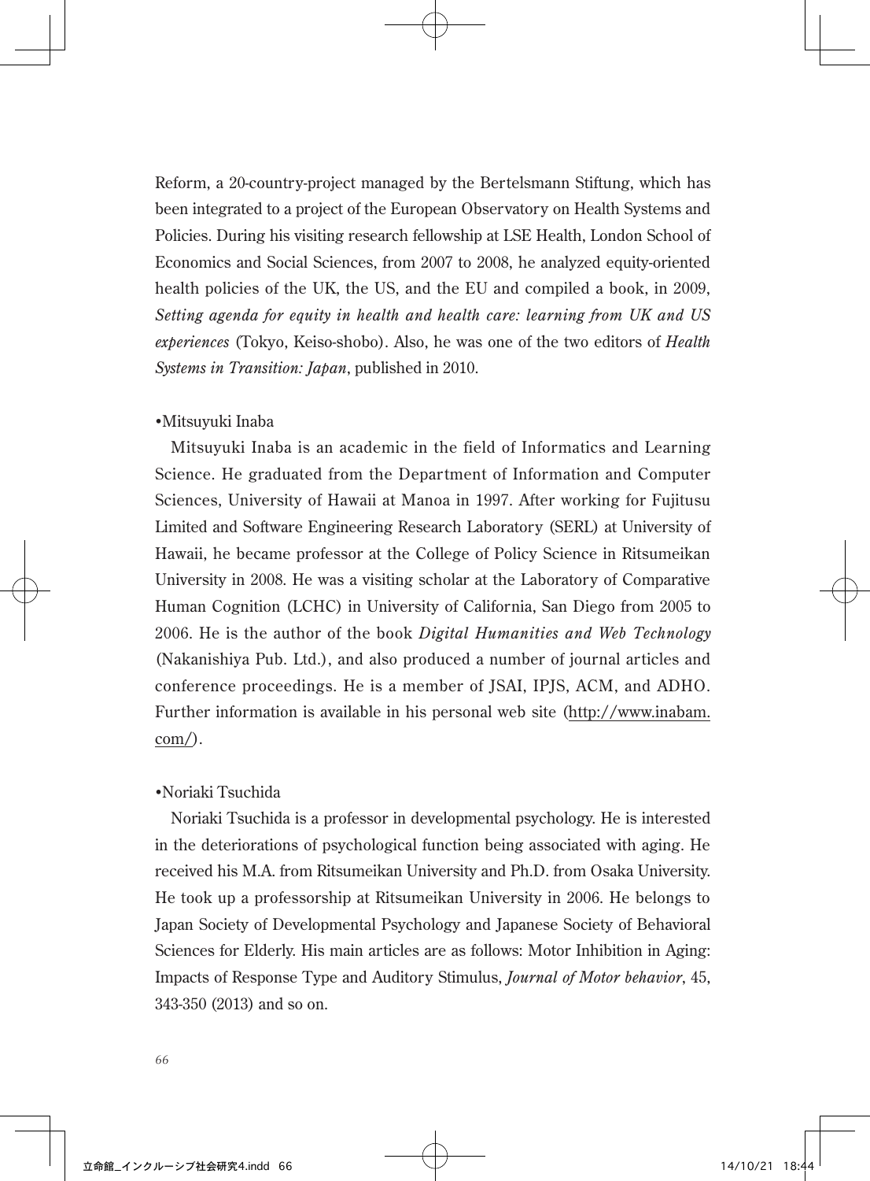Reform, a 20-country-project managed by the Bertelsmann Stiftung, which has been integrated to a project of the European Observatory on Health Systems and Policies. During his visiting research fellowship at LSE Health, London School of Economics and Social Sciences, from 2007 to 2008, he analyzed equity-oriented health policies of the UK, the US, and the EU and compiled a book, in 2009, *Setting agenda for equity in health and health care: learning from UK and US experiences* (Tokyo, Keiso-shobo). Also, he was one of the two editors of *Health Systems in Transition: Japan*, published in 2010.

•Mitsuyuki Inaba

Mitsuyuki Inaba is an academic in the field of Informatics and Learning Science. He graduated from the Department of Information and Computer Sciences, University of Hawaii at Manoa in 1997. After working for Fujitusu Limited and Software Engineering Research Laboratory (SERL) at University of Hawaii, he became professor at the College of Policy Science in Ritsumeikan University in 2008. He was a visiting scholar at the Laboratory of Comparative Human Cognition (LCHC) in University of California, San Diego from 2005 to 2006. He is the author of the book *Digital Humanities and Web Technology* (Nakanishiya Pub. Ltd.), and also produced a number of journal articles and conference proceedings. He is a member of JSAI, IPJS, ACM, and ADHO. Further information is available in his personal web site (http://www.inabam.com/).

•Noriaki Tsuchida

Noriaki Tsuchida is a professor in developmental psychology. He is interested in the deteriorations of psychological function being associated with aging. He received his M.A. from Ritsumeikan University and Ph.D. from Osaka University. He took up a professorship at Ritsumeikan University in 2006. He belongs to Japan Society of Developmental Psychology and Japanese Society of Behavioral Sciences for Elderly. His main articles are as follows: Motor Inhibition in Aging: Impacts of Response Type and Auditory Stimulus, *Journal of Motor behavior*, 45, 343-350 (2013) and so on.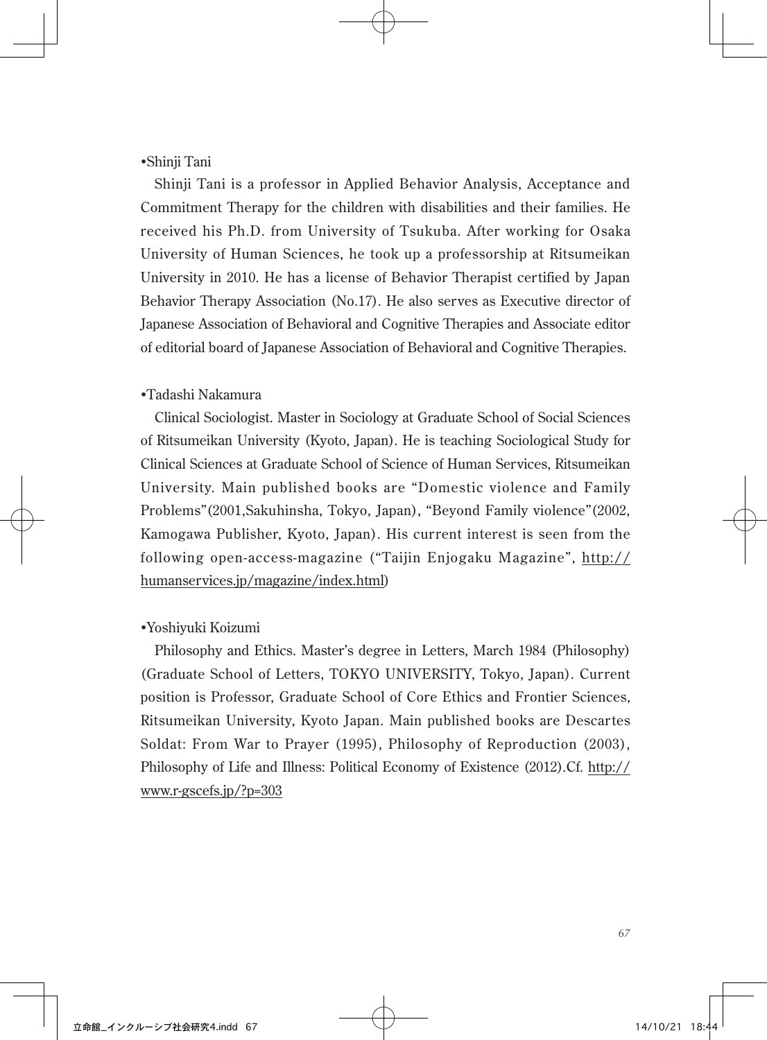•Shinji Tani

Shinji Tani is a professor in Applied Behavior Analysis, Acceptance and Commitment Therapy for the children with disabilities and their families. He received his Ph.D. from University of Tsukuba. After working for Osaka University of Human Sciences, he took up a professorship at Ritsumeikan University in 2010. He has a license of Behavior Therapist certified by Japan Behavior Therapy Association (No.17). He also serves as Executive director of Japanese Association of Behavioral and Cognitive Therapies and Associate editor of editorial board of Japanese Association of Behavioral and Cognitive Therapies.

•Tadashi Nakamura

Clinical Sociologist. Master in Sociology at Graduate School of Social Sciences of Ritsumeikan University (Kyoto, Japan). He is teaching Sociological Study for Clinical Sciences at Graduate School of Science of Human Services, Ritsumeikan University. Main published books are "Domestic violence and Family Problems"(2001,Sakuhinsha, Tokyo, Japan), "Beyond Family violence"(2002, Kamogawa Publisher, Kyoto, Japan). His current interest is seen from the following open-access-magazine ("Taijin Enjogaku Magazine", http://humanservices.jp/magazine/index.html)

•Yoshiyuki Koizumi

Philosophy and Ethics. Master's degree in Letters, March 1984 (Philosophy) (Graduate School of Letters, TOKYO UNIVERSITY, Tokyo, Japan). Current position is Professor, Graduate School of Core Ethics and Frontier Sciences, Ritsumeikan University, Kyoto Japan. Main published books are Descartes Soldat: From War to Prayer (1995), Philosophy of Reproduction (2003), Philosophy of Life and Illness: Political Economy of Existence (2012).Cf. http://www.r-gscefs.jp/?p=303